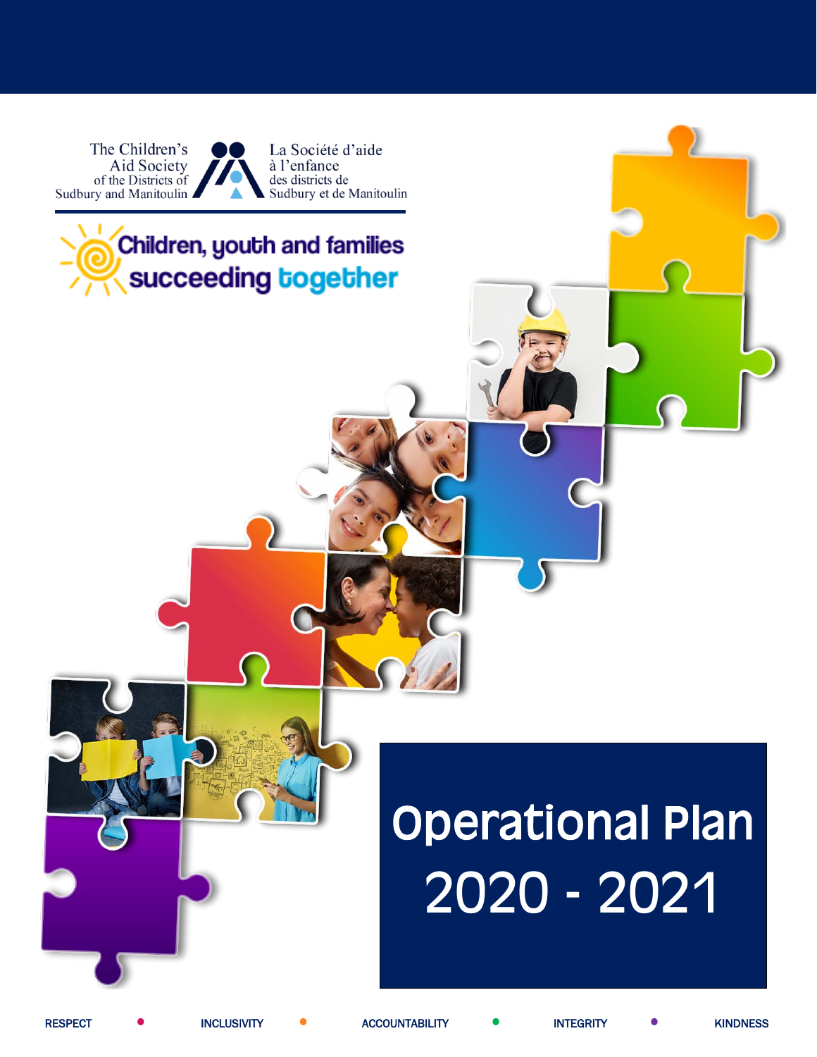The Children's Aid Society of the Districts of Sudbury and Manitoulin

La Société d'aide à l'enfance des districts de Sudbury et de Manitoulin

Children, youth and families succeeding together

# Operational Plan 2020 - 2021

RESPECT • INCLUSIVITY • ACCOUNTABILITY • INTEGRITY • KINDNESS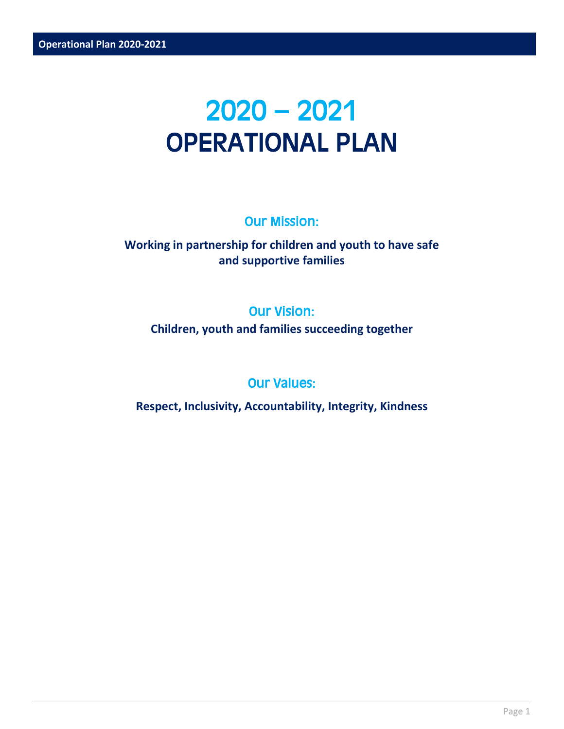# 2020 – 2021
# OPERATIONAL PLAN

## Our Mission:

**Working in partnership for children and youth to have safe and supportive families**

## Our Vision:

**Children, youth and families succeeding together**

## Our Values:

**Respect, Inclusivity, Accountability, Integrity, Kindness**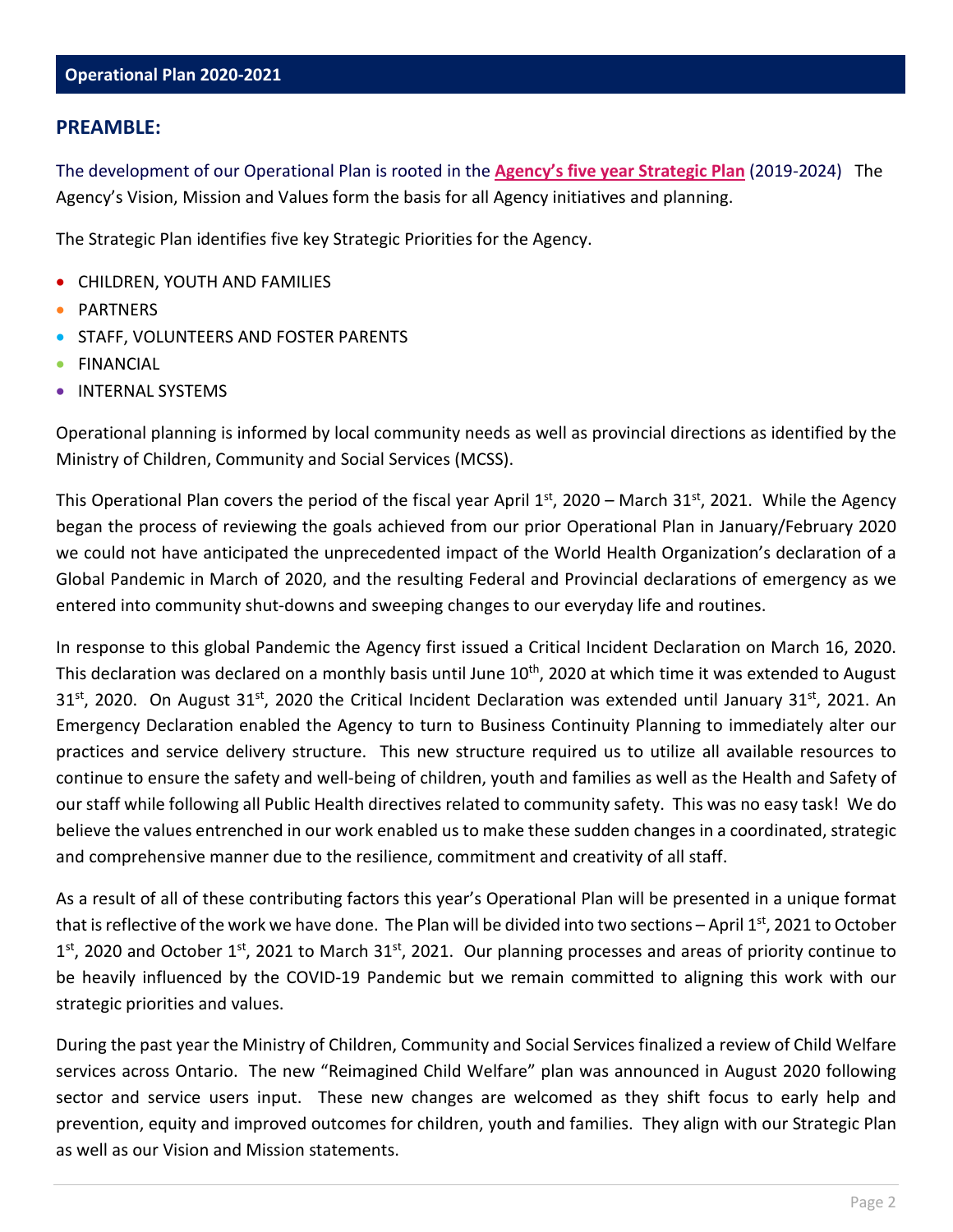## Operational Plan 2020-2021

## PREAMBLE:

The development of our Operational Plan is rooted in the **Agency's five year Strategic Plan** (2019-2024) The Agency's Vision, Mission and Values form the basis for all Agency initiatives and planning.

The Strategic Plan identifies five key Strategic Priorities for the Agency.

- CHILDREN, YOUTH AND FAMILIES
- PARTNERS
- STAFF, VOLUNTEERS AND FOSTER PARENTS
- FINANCIAL
- INTERNAL SYSTEMS

Operational planning is informed by local community needs as well as provincial directions as identified by the Ministry of Children, Community and Social Services (MCSS).

This Operational Plan covers the period of the fiscal year April 1st, 2020 – March 31st, 2021. While the Agency began the process of reviewing the goals achieved from our prior Operational Plan in January/February 2020 we could not have anticipated the unprecedented impact of the World Health Organization's declaration of a Global Pandemic in March of 2020, and the resulting Federal and Provincial declarations of emergency as we entered into community shut-downs and sweeping changes to our everyday life and routines.

In response to this global Pandemic the Agency first issued a Critical Incident Declaration on March 16, 2020. This declaration was declared on a monthly basis until June 10th, 2020 at which time it was extended to August 31st, 2020. On August 31st, 2020 the Critical Incident Declaration was extended until January 31st, 2021. An Emergency Declaration enabled the Agency to turn to Business Continuity Planning to immediately alter our practices and service delivery structure. This new structure required us to utilize all available resources to continue to ensure the safety and well-being of children, youth and families as well as the Health and Safety of our staff while following all Public Health directives related to community safety. This was no easy task! We do believe the values entrenched in our work enabled us to make these sudden changes in a coordinated, strategic and comprehensive manner due to the resilience, commitment and creativity of all staff.

As a result of all of these contributing factors this year's Operational Plan will be presented in a unique format that is reflective of the work we have done. The Plan will be divided into two sections – April 1st, 2021 to October 1st, 2020 and October 1st, 2021 to March 31st, 2021. Our planning processes and areas of priority continue to be heavily influenced by the COVID-19 Pandemic but we remain committed to aligning this work with our strategic priorities and values.

During the past year the Ministry of Children, Community and Social Services finalized a review of Child Welfare services across Ontario. The new "Reimagined Child Welfare" plan was announced in August 2020 following sector and service users input. These new changes are welcomed as they shift focus to early help and prevention, equity and improved outcomes for children, youth and families. They align with our Strategic Plan as well as our Vision and Mission statements.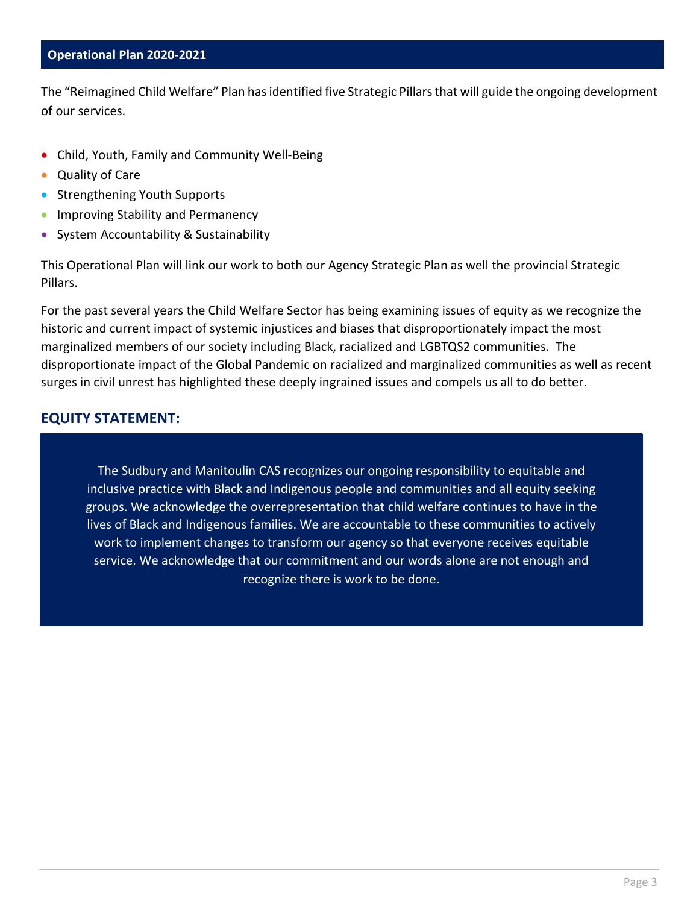## Operational Plan 2020-2021

The "Reimagined Child Welfare" Plan has identified five Strategic Pillars that will guide the ongoing development of our services.

- Child, Youth, Family and Community Well-Being
- Quality of Care
- Strengthening Youth Supports
- Improving Stability and Permanency
- System Accountability & Sustainability

This Operational Plan will link our work to both our Agency Strategic Plan as well the provincial Strategic Pillars.

For the past several years the Child Welfare Sector has being examining issues of equity as we recognize the historic and current impact of systemic injustices and biases that disproportionately impact the most marginalized members of our society including Black, racialized and LGBTQS2 communities. The disproportionate impact of the Global Pandemic on racialized and marginalized communities as well as recent surges in civil unrest has highlighted these deeply ingrained issues and compels us all to do better.

## EQUITY STATEMENT:

The Sudbury and Manitoulin CAS recognizes our ongoing responsibility to equitable and inclusive practice with Black and Indigenous people and communities and all equity seeking groups. We acknowledge the overrepresentation that child welfare continues to have in the lives of Black and Indigenous families. We are accountable to these communities to actively work to implement changes to transform our agency so that everyone receives equitable service. We acknowledge that our commitment and our words alone are not enough and recognize there is work to be done.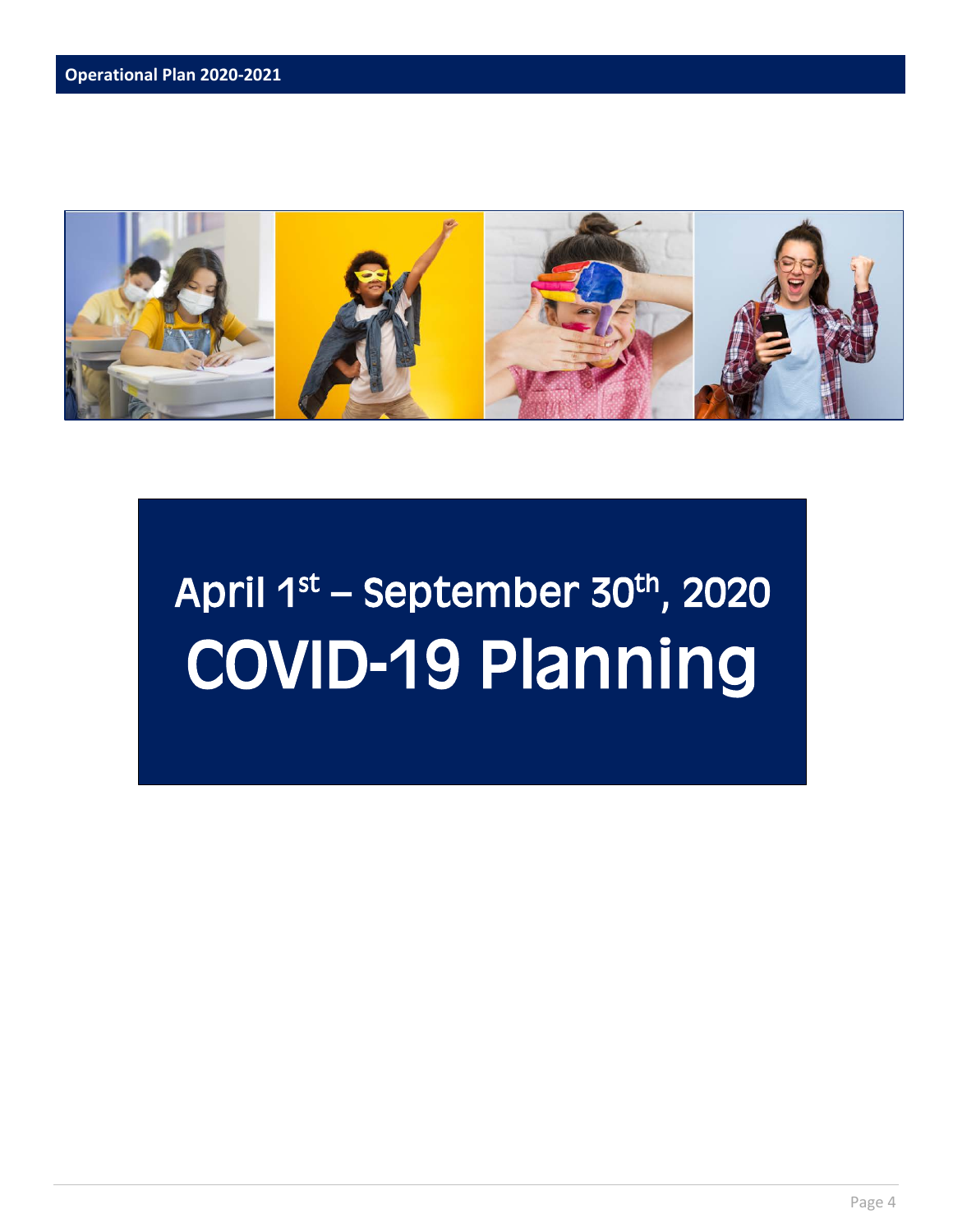# April 1st – September 30th, 2020

# COVID-19 Planning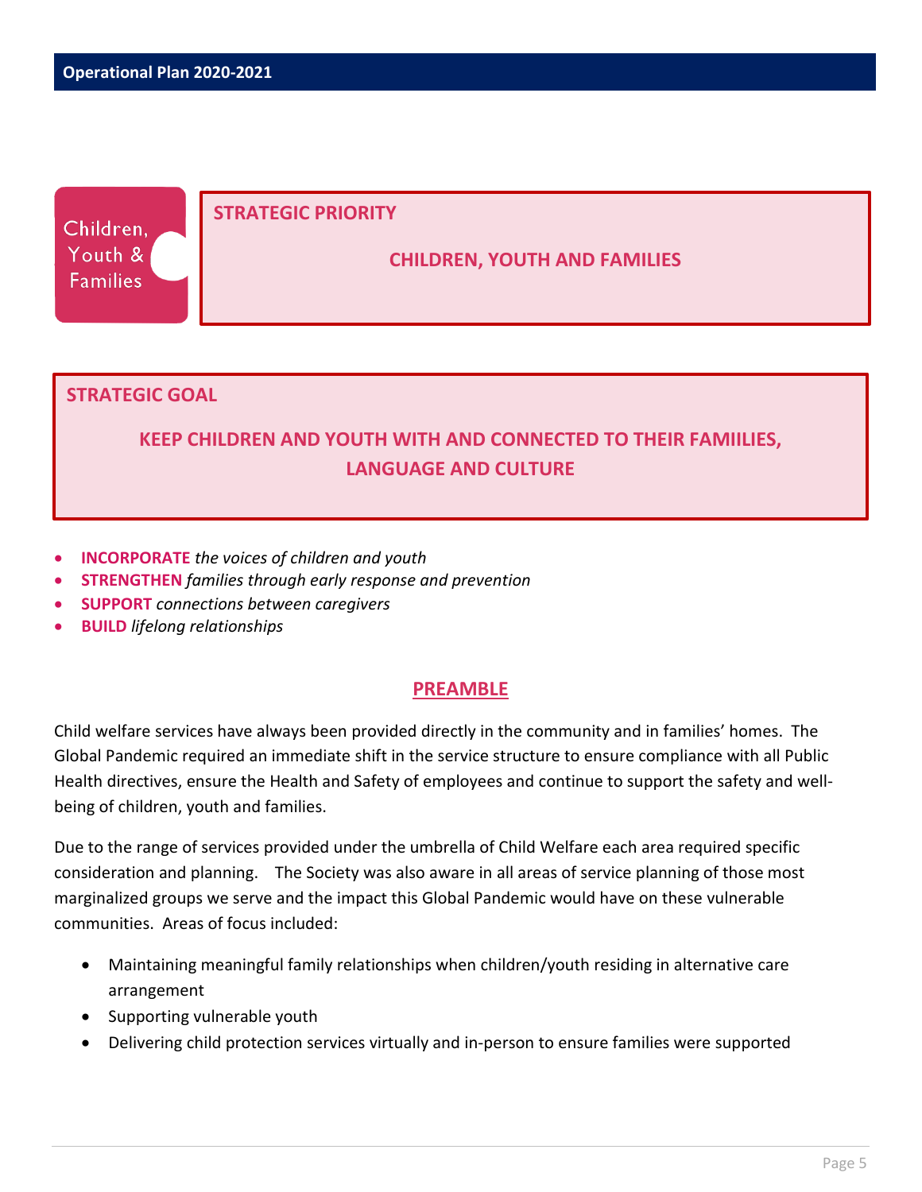Children, Youth & Families

**STRATEGIC PRIORITY**

**CHILDREN, YOUTH AND FAMILIES**

**STRATEGIC GOAL**

**KEEP CHILDREN AND YOUTH WITH AND CONNECTED TO THEIR FAMIILIES, LANGUAGE AND CULTURE**

- **INCORPORATE** *the voices of children and youth*
- **STRENGTHEN** *families through early response and prevention*
- **SUPPORT** *connections between caregivers*
- **BUILD** *lifelong relationships*

## PREAMBLE

Child welfare services have always been provided directly in the community and in families' homes. The Global Pandemic required an immediate shift in the service structure to ensure compliance with all Public Health directives, ensure the Health and Safety of employees and continue to support the safety and well-being of children, youth and families.

Due to the range of services provided under the umbrella of Child Welfare each area required specific consideration and planning. The Society was also aware in all areas of service planning of those most marginalized groups we serve and the impact this Global Pandemic would have on these vulnerable communities. Areas of focus included:

- Maintaining meaningful family relationships when children/youth residing in alternative care arrangement
- Supporting vulnerable youth
- Delivering child protection services virtually and in-person to ensure families were supported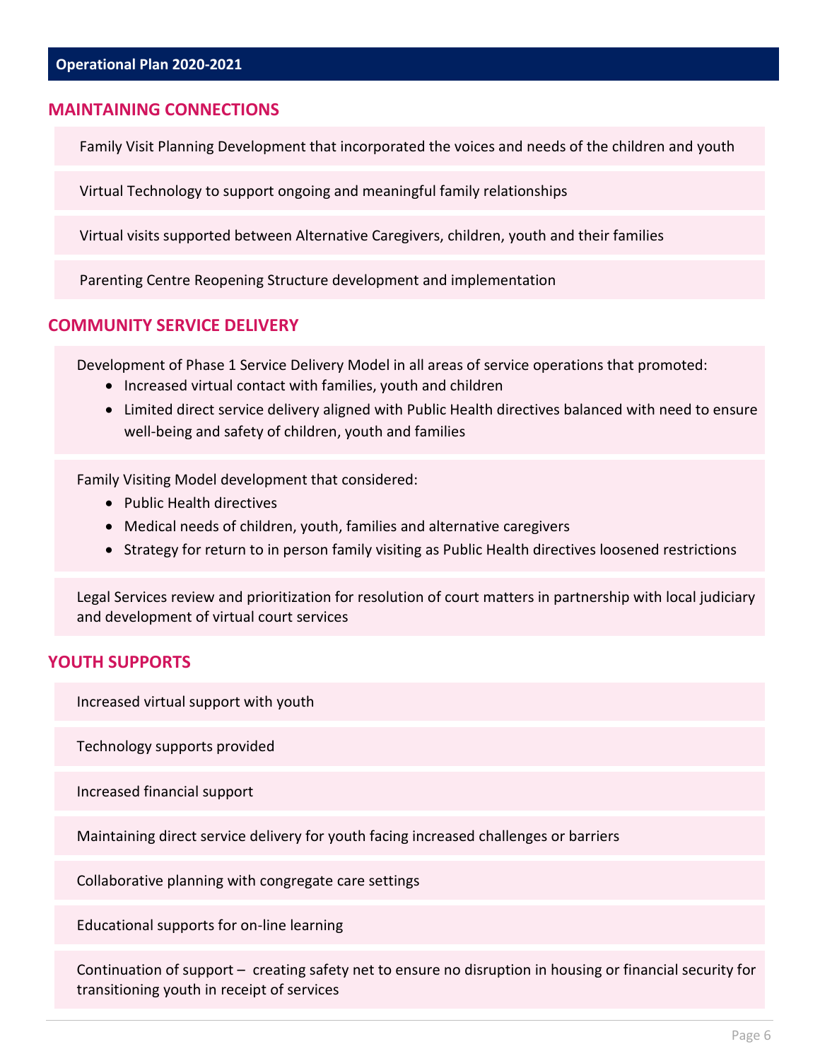**Operational Plan 2020-2021**

## MAINTAINING CONNECTIONS

Family Visit Planning Development that incorporated the voices and needs of the children and youth

Virtual Technology to support ongoing and meaningful family relationships

Virtual visits supported between Alternative Caregivers, children, youth and their families

Parenting Centre Reopening Structure development and implementation

## COMMUNITY SERVICE DELIVERY

Development of Phase 1 Service Delivery Model in all areas of service operations that promoted:

- Increased virtual contact with families, youth and children
- Limited direct service delivery aligned with Public Health directives balanced with need to ensure well-being and safety of children, youth and families

Family Visiting Model development that considered:

- Public Health directives
- Medical needs of children, youth, families and alternative caregivers
- Strategy for return to in person family visiting as Public Health directives loosened restrictions

Legal Services review and prioritization for resolution of court matters in partnership with local judiciary and development of virtual court services

## YOUTH SUPPORTS

Increased virtual support with youth

Technology supports provided

Increased financial support

Maintaining direct service delivery for youth facing increased challenges or barriers

Collaborative planning with congregate care settings

Educational supports for on-line learning

Continuation of support – creating safety net to ensure no disruption in housing or financial security for transitioning youth in receipt of services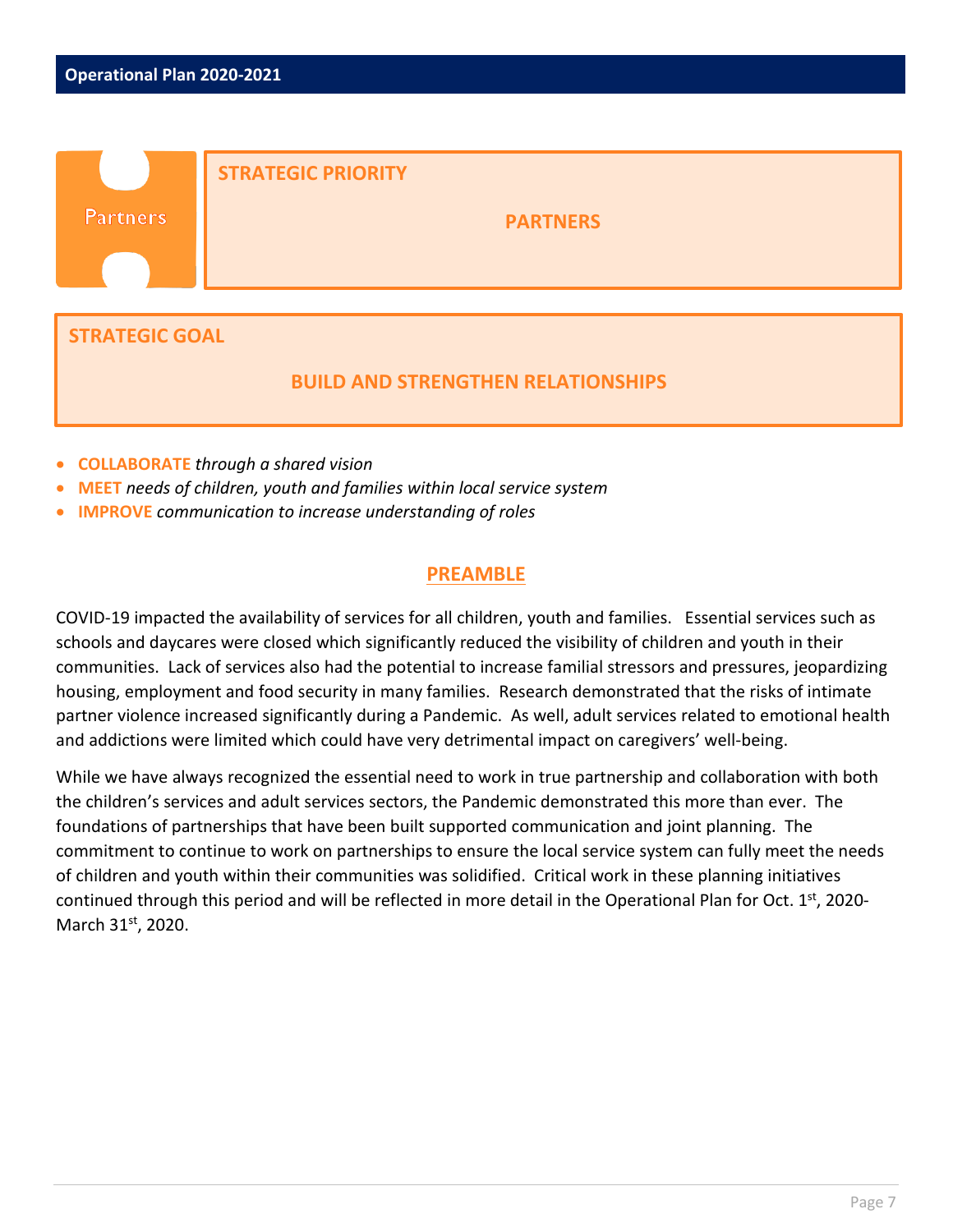**Partners**

## STRATEGIC PRIORITY

### PARTNERS

## STRATEGIC GOAL

### BUILD AND STRENGTHEN RELATIONSHIPS

- **COLLABORATE** *through a shared vision*
- **MEET** *needs of children, youth and families within local service system*
- **IMPROVE** *communication to increase understanding of roles*

## PREAMBLE

COVID-19 impacted the availability of services for all children, youth and families. Essential services such as schools and daycares were closed which significantly reduced the visibility of children and youth in their communities. Lack of services also had the potential to increase familial stressors and pressures, jeopardizing housing, employment and food security in many families. Research demonstrated that the risks of intimate partner violence increased significantly during a Pandemic. As well, adult services related to emotional health and addictions were limited which could have very detrimental impact on caregivers' well-being.

While we have always recognized the essential need to work in true partnership and collaboration with both the children's services and adult services sectors, the Pandemic demonstrated this more than ever. The foundations of partnerships that have been built supported communication and joint planning. The commitment to continue to work on partnerships to ensure the local service system can fully meet the needs of children and youth within their communities was solidified. Critical work in these planning initiatives continued through this period and will be reflected in more detail in the Operational Plan for Oct. 1st, 2020-March 31st, 2020.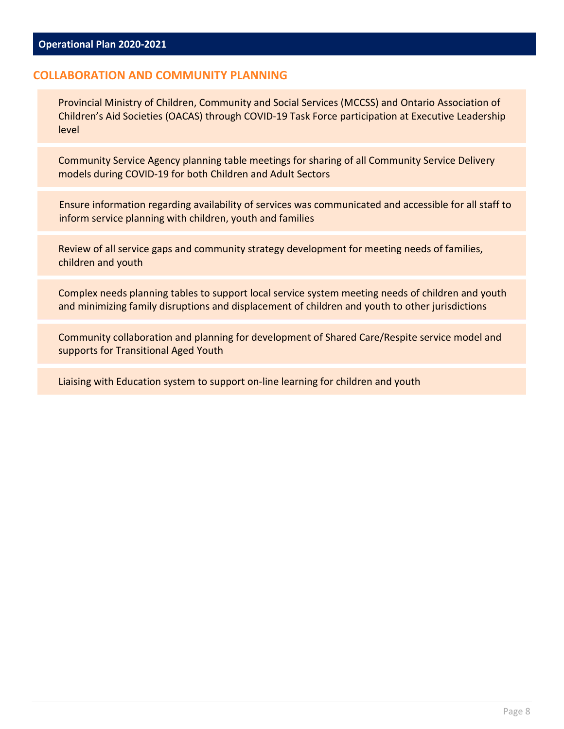## COLLABORATION AND COMMUNITY PLANNING

- Provincial Ministry of Children, Community and Social Services (MCCSS) and Ontario Association of Children's Aid Societies (OACAS) through COVID-19 Task Force participation at Executive Leadership level
- Community Service Agency planning table meetings for sharing of all Community Service Delivery models during COVID-19 for both Children and Adult Sectors
- Ensure information regarding availability of services was communicated and accessible for all staff to inform service planning with children, youth and families
- Review of all service gaps and community strategy development for meeting needs of families, children and youth
- Complex needs planning tables to support local service system meeting needs of children and youth and minimizing family disruptions and displacement of children and youth to other jurisdictions
- Community collaboration and planning for development of Shared Care/Respite service model and supports for Transitional Aged Youth
- Liaising with Education system to support on-line learning for children and youth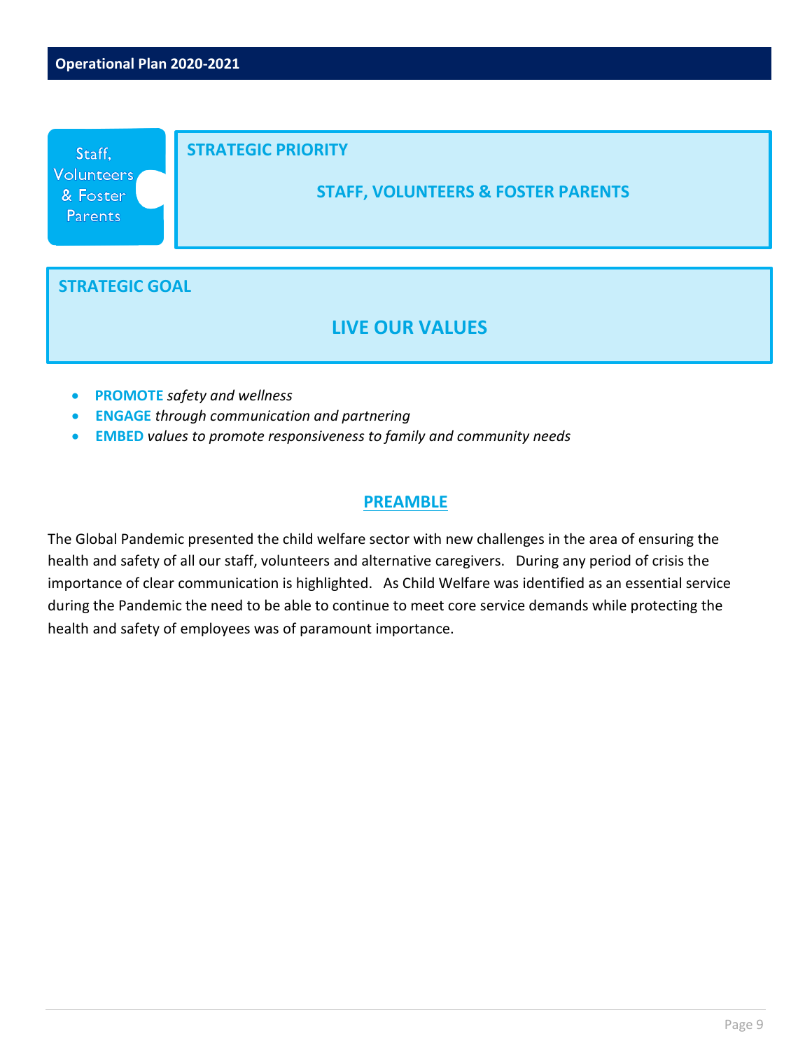Staff, Volunteers & Foster Parents

**STRATEGIC PRIORITY**

## STAFF, VOLUNTEERS & FOSTER PARENTS

**STRATEGIC GOAL**

## LIVE OUR VALUES

- **PROMOTE** *safety and wellness*
- **ENGAGE** *through communication and partnering*
- **EMBED** *values to promote responsiveness to family and community needs*

## PREAMBLE

The Global Pandemic presented the child welfare sector with new challenges in the area of ensuring the health and safety of all our staff, volunteers and alternative caregivers. During any period of crisis the importance of clear communication is highlighted. As Child Welfare was identified as an essential service during the Pandemic the need to be able to continue to meet core service demands while protecting the health and safety of employees was of paramount importance.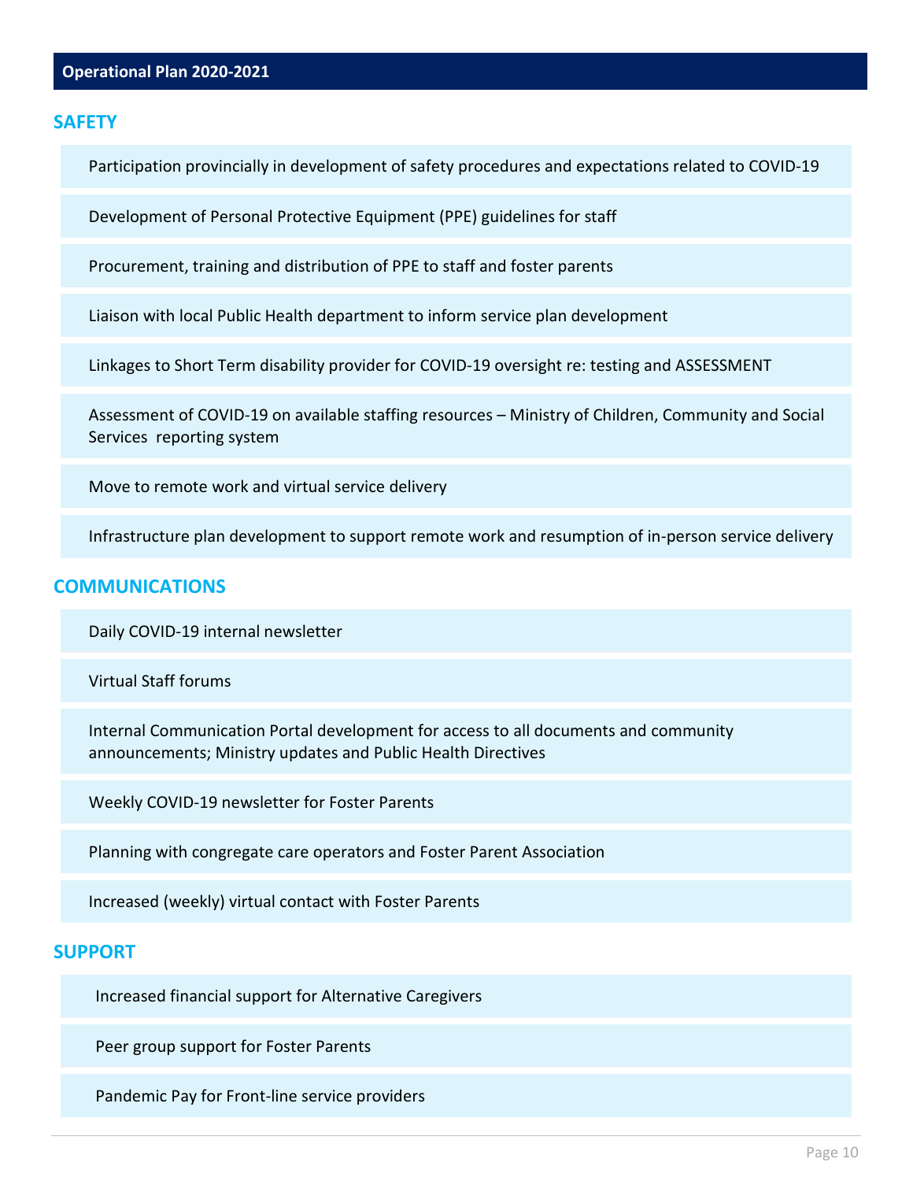## Operational Plan 2020-2021

### SAFETY

- Participation provincially in development of safety procedures and expectations related to COVID-19
- Development of Personal Protective Equipment (PPE) guidelines for staff
- Procurement, training and distribution of PPE to staff and foster parents
- Liaison with local Public Health department to inform service plan development
- Linkages to Short Term disability provider for COVID-19 oversight re: testing and ASSESSMENT
- Assessment of COVID-19 on available staffing resources – Ministry of Children, Community and Social Services reporting system
- Move to remote work and virtual service delivery
- Infrastructure plan development to support remote work and resumption of in-person service delivery

### COMMUNICATIONS

- Daily COVID-19 internal newsletter
- Virtual Staff forums
- Internal Communication Portal development for access to all documents and community announcements; Ministry updates and Public Health Directives
- Weekly COVID-19 newsletter for Foster Parents
- Planning with congregate care operators and Foster Parent Association
- Increased (weekly) virtual contact with Foster Parents

### SUPPORT

- Increased financial support for Alternative Caregivers
- Peer group support for Foster Parents
- Pandemic Pay for Front-line service providers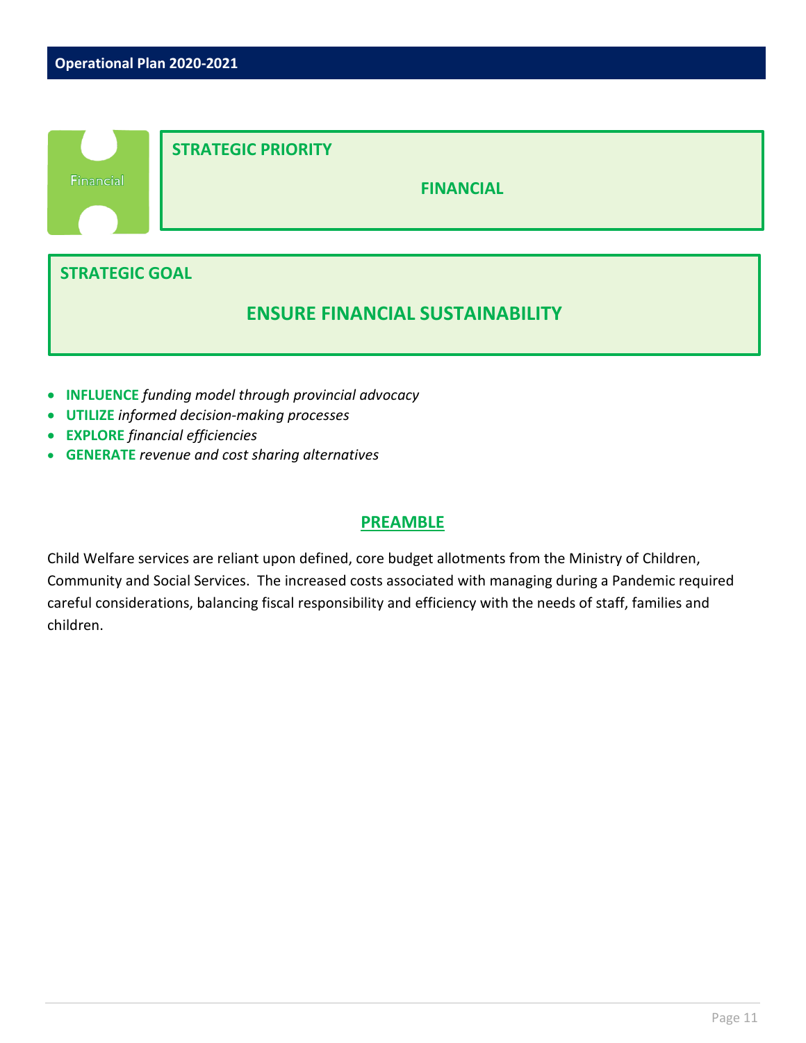Financial

**STRATEGIC PRIORITY**

**FINANCIAL**

**STRATEGIC GOAL**

## ENSURE FINANCIAL SUSTAINABILITY

- **INFLUENCE** *funding model through provincial advocacy*
- **UTILIZE** *informed decision-making processes*
- **EXPLORE** *financial efficiencies*
- **GENERATE** *revenue and cost sharing alternatives*

## PREAMBLE

Child Welfare services are reliant upon defined, core budget allotments from the Ministry of Children, Community and Social Services. The increased costs associated with managing during a Pandemic required careful considerations, balancing fiscal responsibility and efficiency with the needs of staff, families and children.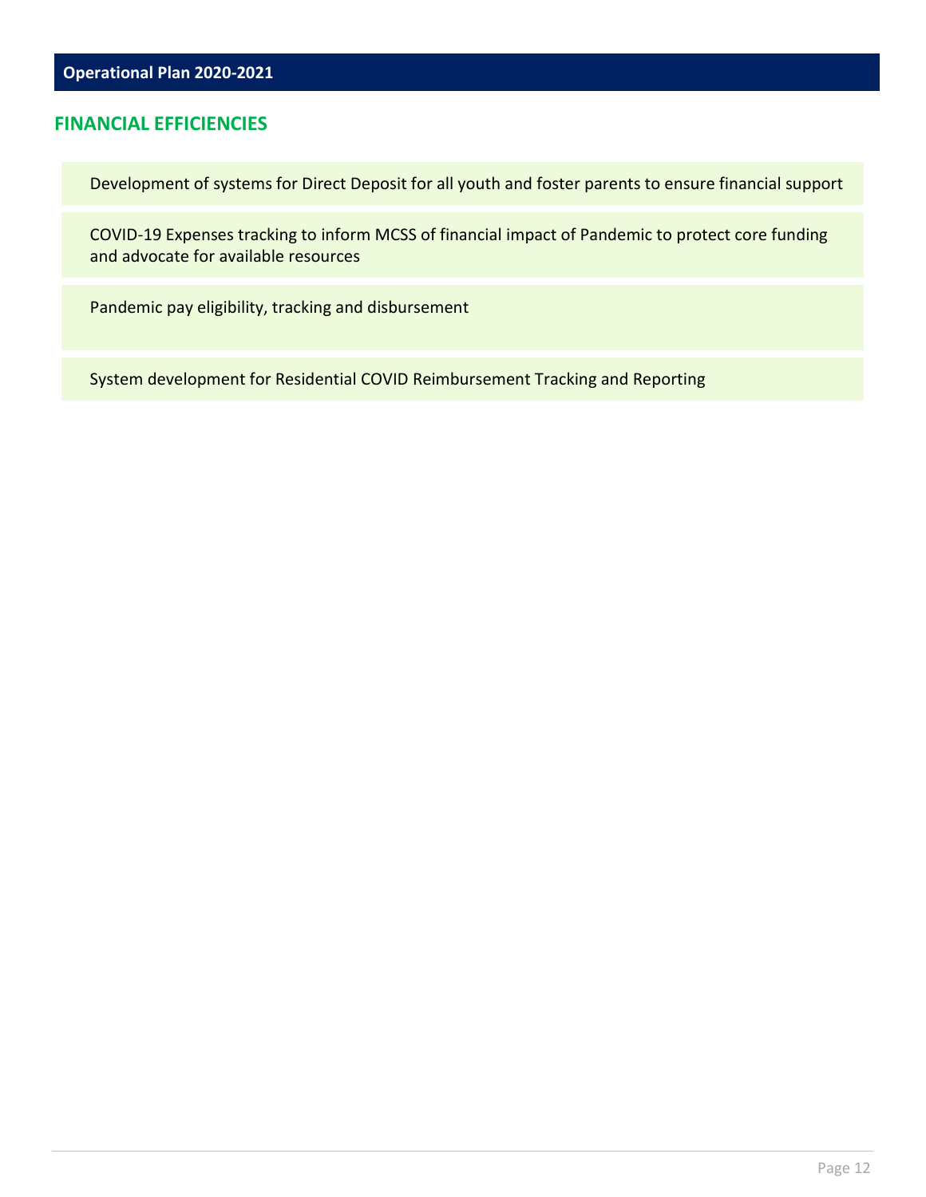## FINANCIAL EFFICIENCIES

- Development of systems for Direct Deposit for all youth and foster parents to ensure financial support
- COVID-19 Expenses tracking to inform MCSS of financial impact of Pandemic to protect core funding and advocate for available resources
- Pandemic pay eligibility, tracking and disbursement
- System development for Residential COVID Reimbursement Tracking and Reporting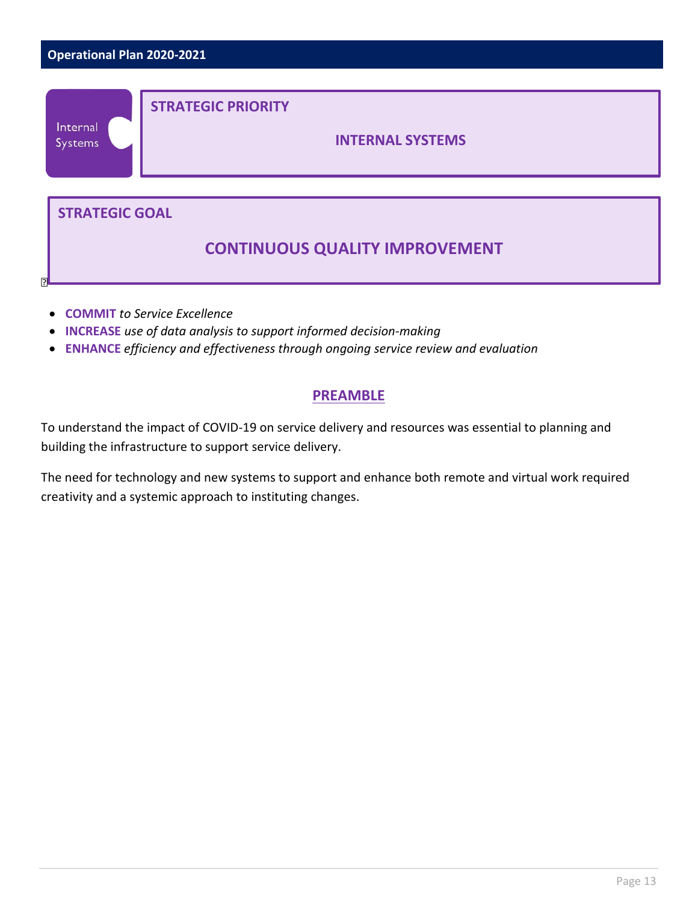Internal Systems

**STRATEGIC PRIORITY**

## INTERNAL SYSTEMS

**STRATEGIC GOAL**

## CONTINUOUS QUALITY IMPROVEMENT

- **COMMIT** *to Service Excellence*
- **INCREASE** *use of data analysis to support informed decision-making*
- **ENHANCE** *efficiency and effectiveness through ongoing service review and evaluation*

### PREAMBLE

To understand the impact of COVID-19 on service delivery and resources was essential to planning and building the infrastructure to support service delivery.

The need for technology and new systems to support and enhance both remote and virtual work required creativity and a systemic approach to instituting changes.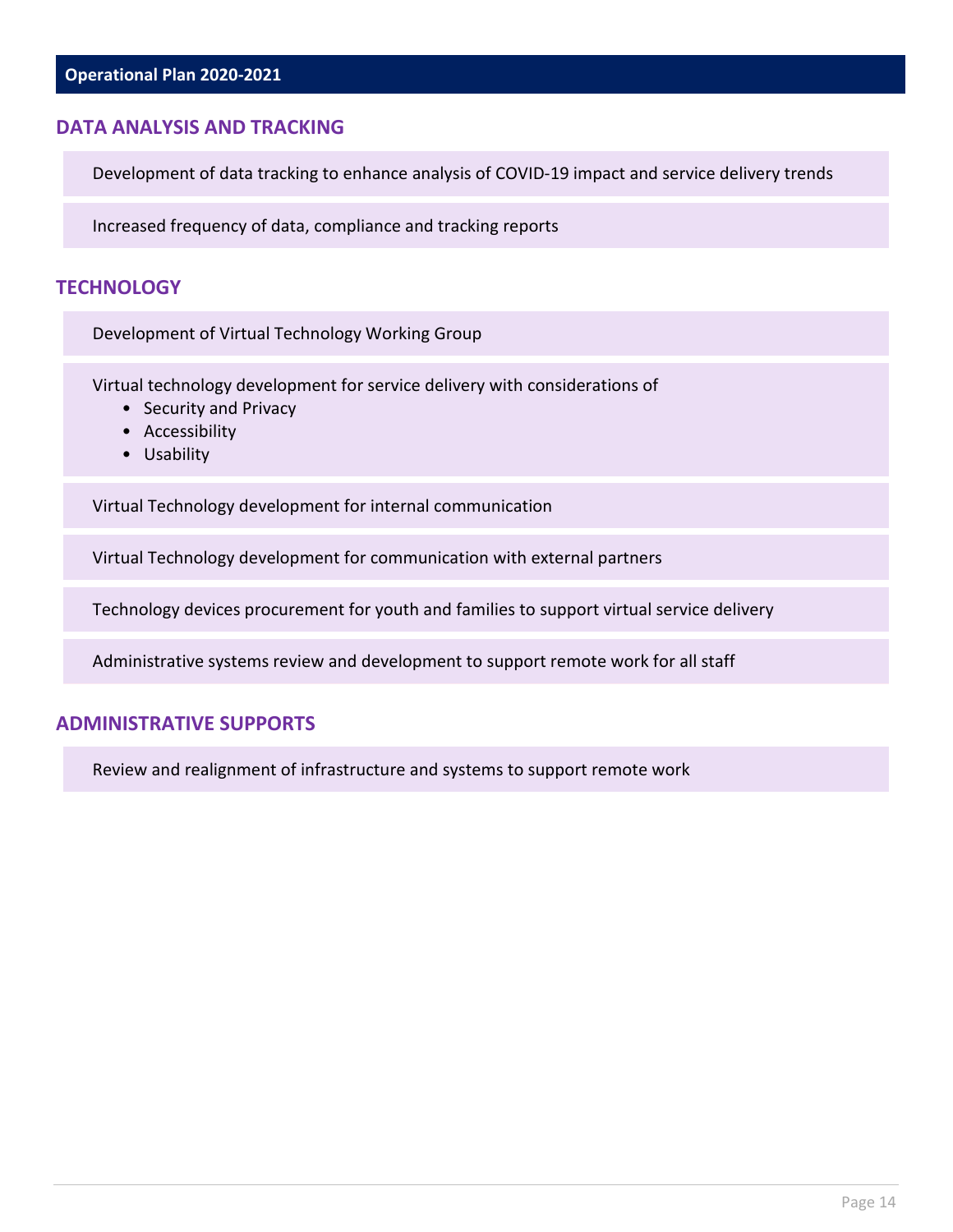**Operational Plan 2020-2021**

## DATA ANALYSIS AND TRACKING

Development of data tracking to enhance analysis of COVID-19 impact and service delivery trends

Increased frequency of data, compliance and tracking reports

## TECHNOLOGY

Development of Virtual Technology Working Group

Virtual technology development for service delivery with considerations of

- Security and Privacy
- Accessibility
- Usability

Virtual Technology development for internal communication

Virtual Technology development for communication with external partners

Technology devices procurement for youth and families to support virtual service delivery

Administrative systems review and development to support remote work for all staff

## ADMINISTRATIVE SUPPORTS

Review and realignment of infrastructure and systems to support remote work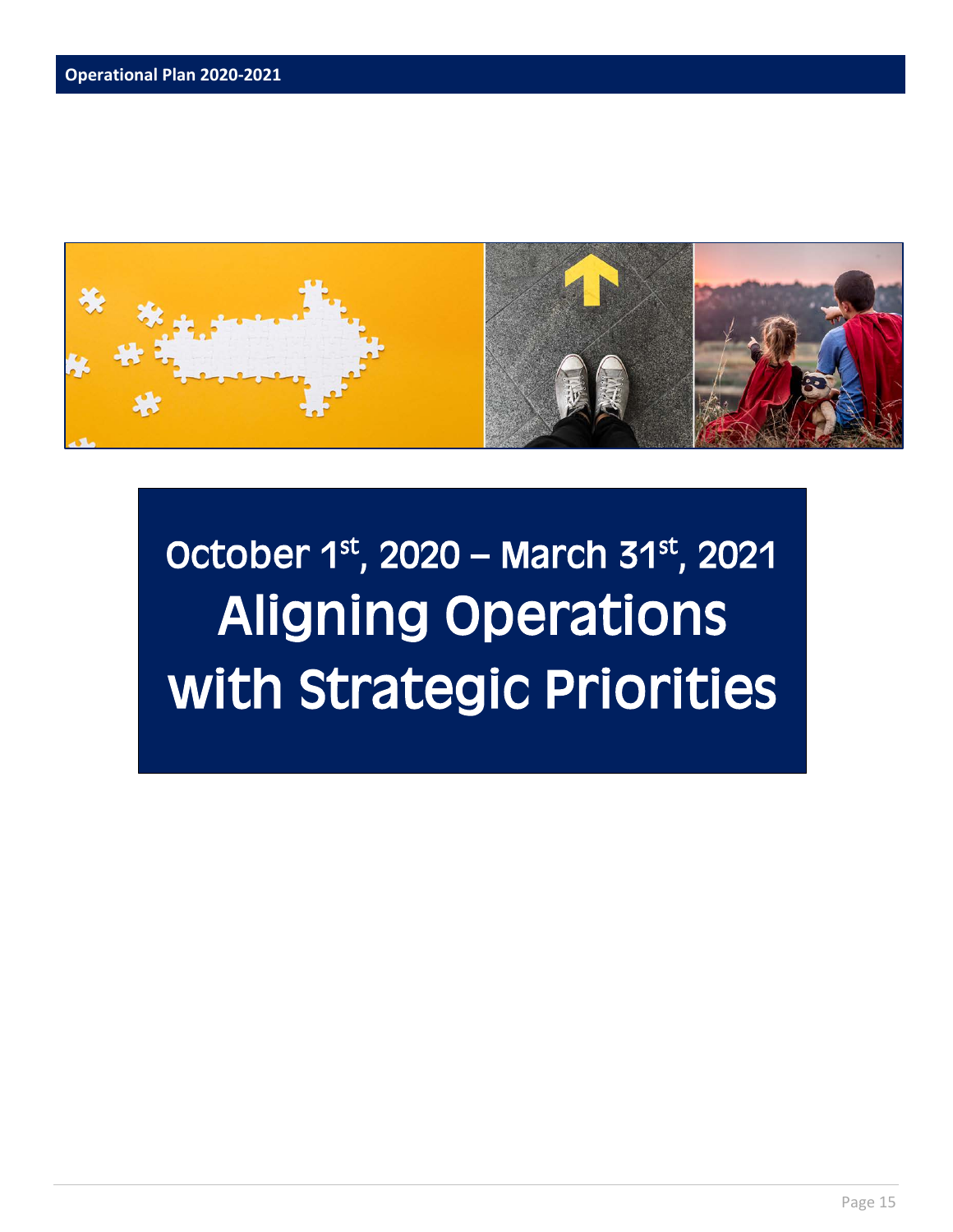# October 1st, 2020 – March 31st, 2021

# Aligning Operations with Strategic Priorities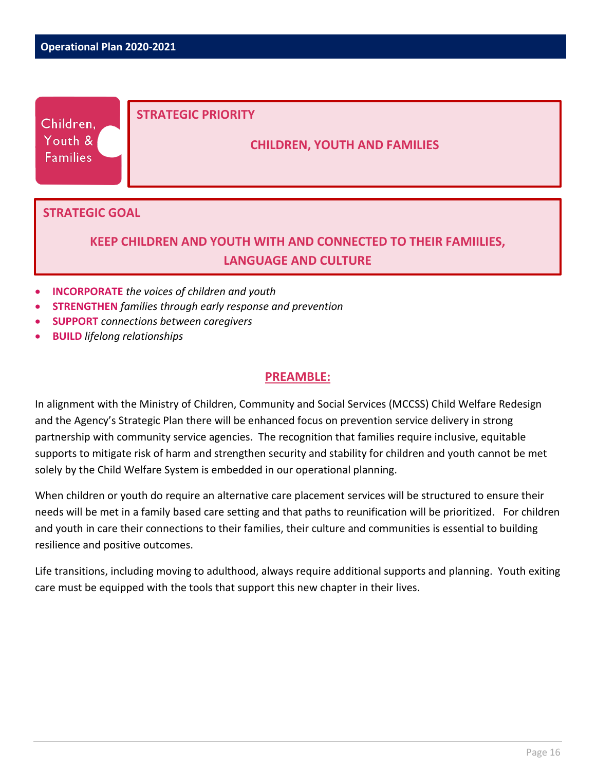Children, Youth & Families

## STRATEGIC PRIORITY

**CHILDREN, YOUTH AND FAMILIES**

## STRATEGIC GOAL

**KEEP CHILDREN AND YOUTH WITH AND CONNECTED TO THEIR FAMIILIES, LANGUAGE AND CULTURE**

- **INCORPORATE** *the voices of children and youth*
- **STRENGTHEN** *families through early response and prevention*
- **SUPPORT** *connections between caregivers*
- **BUILD** *lifelong relationships*

## PREAMBLE:

In alignment with the Ministry of Children, Community and Social Services (MCCSS) Child Welfare Redesign and the Agency's Strategic Plan there will be enhanced focus on prevention service delivery in strong partnership with community service agencies. The recognition that families require inclusive, equitable supports to mitigate risk of harm and strengthen security and stability for children and youth cannot be met solely by the Child Welfare System is embedded in our operational planning.

When children or youth do require an alternative care placement services will be structured to ensure their needs will be met in a family based care setting and that paths to reunification will be prioritized. For children and youth in care their connections to their families, their culture and communities is essential to building resilience and positive outcomes.

Life transitions, including moving to adulthood, always require additional supports and planning. Youth exiting care must be equipped with the tools that support this new chapter in their lives.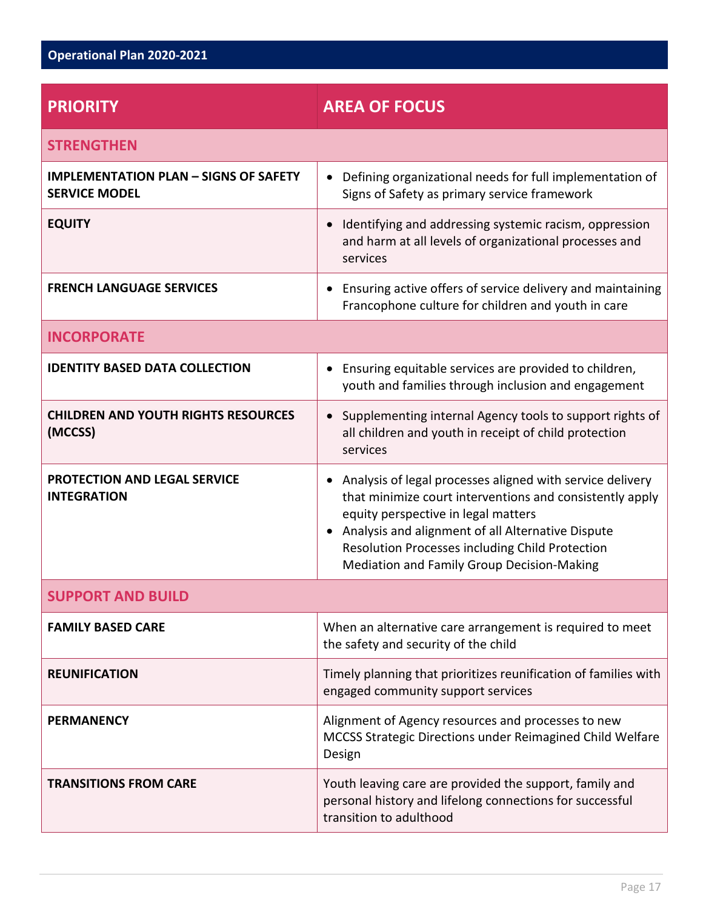## Operational Plan 2020-2021

| PRIORITY | AREA OF FOCUS |
|---|---|
| **STRENGTHEN** | |
| **IMPLEMENTATION PLAN – SIGNS OF SAFETY SERVICE MODEL** | • Defining organizational needs for full implementation of Signs of Safety as primary service framework |
| **EQUITY** | • Identifying and addressing systemic racism, oppression and harm at all levels of organizational processes and services |
| **FRENCH LANGUAGE SERVICES** | • Ensuring active offers of service delivery and maintaining Francophone culture for children and youth in care |
| **INCORPORATE** | |
| **IDENTITY BASED DATA COLLECTION** | • Ensuring equitable services are provided to children, youth and families through inclusion and engagement |
| **CHILDREN AND YOUTH RIGHTS RESOURCES (MCCSS)** | • Supplementing internal Agency tools to support rights of all children and youth in receipt of child protection services |
| **PROTECTION AND LEGAL SERVICE INTEGRATION** | • Analysis of legal processes aligned with service delivery that minimize court interventions and consistently apply equity perspective in legal matters<br>• Analysis and alignment of all Alternative Dispute Resolution Processes including Child Protection Mediation and Family Group Decision-Making |
| **SUPPORT AND BUILD** | |
| **FAMILY BASED CARE** | When an alternative care arrangement is required to meet the safety and security of the child |
| **REUNIFICATION** | Timely planning that prioritizes reunification of families with engaged community support services |
| **PERMANENCY** | Alignment of Agency resources and processes to new MCCSS Strategic Directions under Reimagined Child Welfare Design |
| **TRANSITIONS FROM CARE** | Youth leaving care are provided the support, family and personal history and lifelong connections for successful transition to adulthood |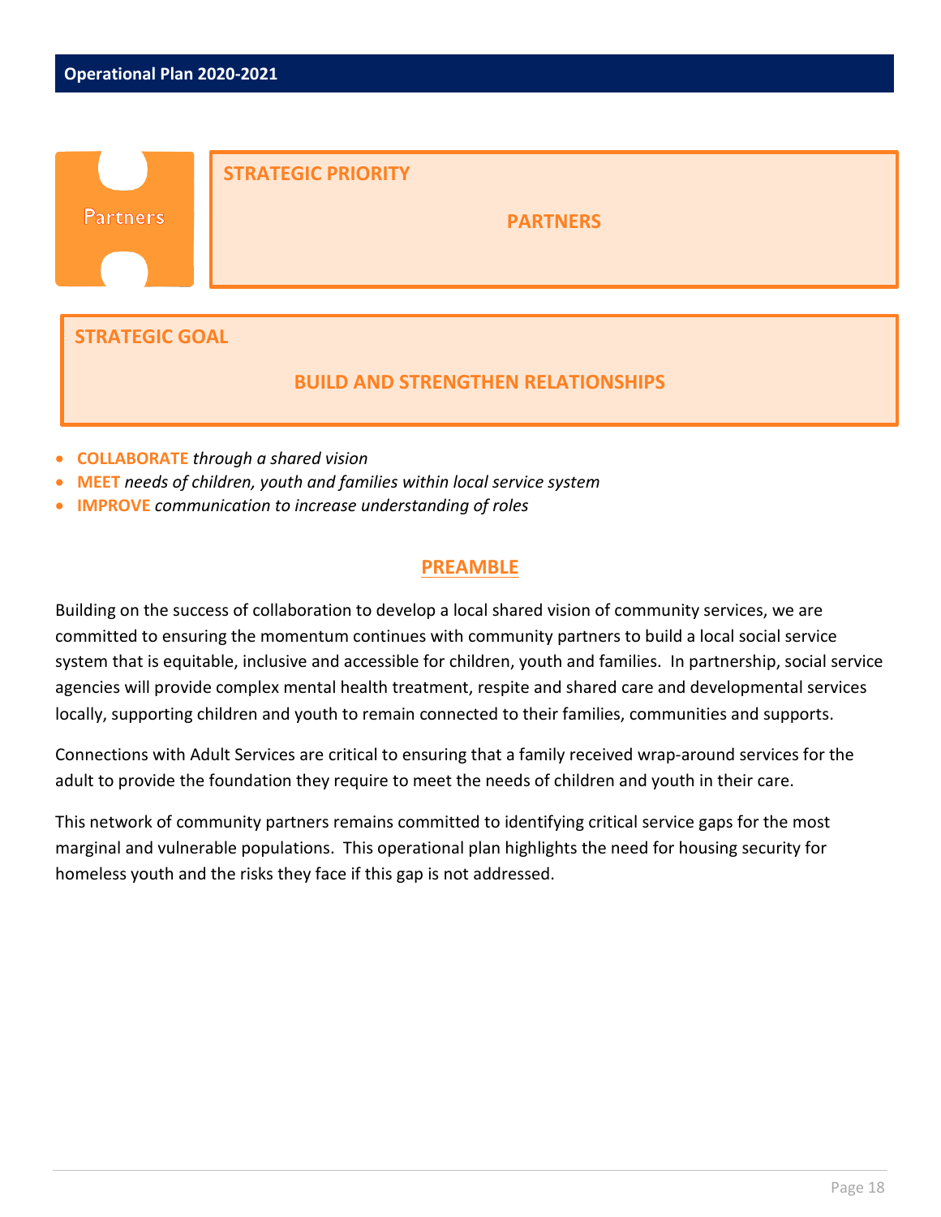Partners

**STRATEGIC PRIORITY**

## PARTNERS

**STRATEGIC GOAL**

## BUILD AND STRENGTHEN RELATIONSHIPS

- **COLLABORATE** *through a shared vision*
- **MEET** *needs of children, youth and families within local service system*
- **IMPROVE** *communication to increase understanding of roles*

## PREAMBLE

Building on the success of collaboration to develop a local shared vision of community services, we are committed to ensuring the momentum continues with community partners to build a local social service system that is equitable, inclusive and accessible for children, youth and families. In partnership, social service agencies will provide complex mental health treatment, respite and shared care and developmental services locally, supporting children and youth to remain connected to their families, communities and supports.

Connections with Adult Services are critical to ensuring that a family received wrap-around services for the adult to provide the foundation they require to meet the needs of children and youth in their care.

This network of community partners remains committed to identifying critical service gaps for the most marginal and vulnerable populations. This operational plan highlights the need for housing security for homeless youth and the risks they face if this gap is not addressed.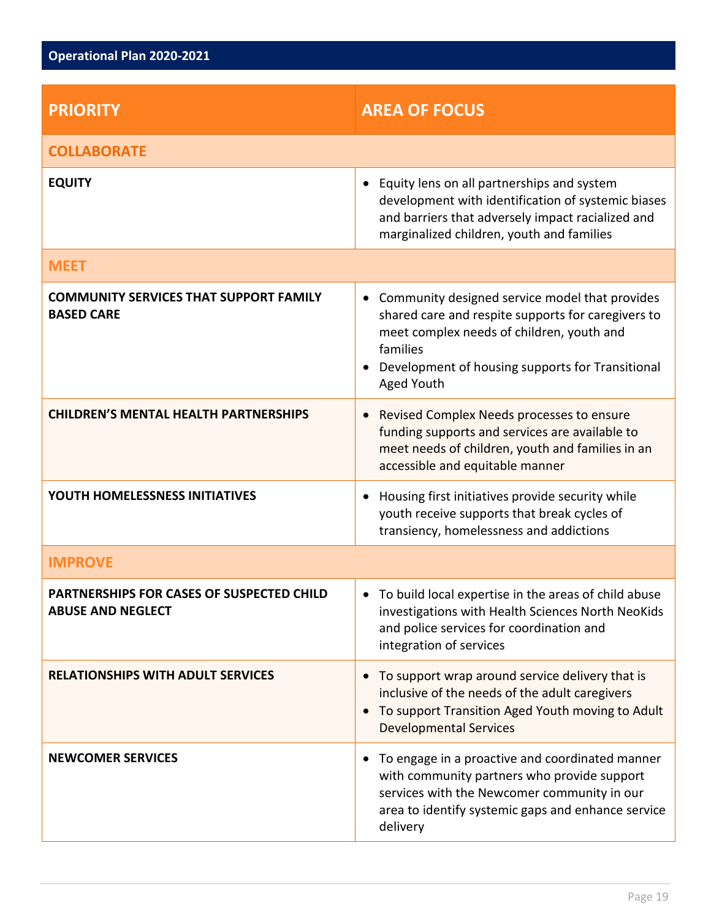## Operational Plan 2020-2021

| PRIORITY | AREA OF FOCUS |
|---|---|
| **COLLABORATE** | |
| **EQUITY** | • Equity lens on all partnerships and system development with identification of systemic biases and barriers that adversely impact racialized and marginalized children, youth and families |
| **MEET** | |
| **COMMUNITY SERVICES THAT SUPPORT FAMILY BASED CARE** | • Community designed service model that provides shared care and respite supports for caregivers to meet complex needs of children, youth and families<br>• Development of housing supports for Transitional Aged Youth |
| **CHILDREN'S MENTAL HEALTH PARTNERSHIPS** | • Revised Complex Needs processes to ensure funding supports and services are available to meet needs of children, youth and families in an accessible and equitable manner |
| **YOUTH HOMELESSNESS INITIATIVES** | • Housing first initiatives provide security while youth receive supports that break cycles of transiency, homelessness and addictions |
| **IMPROVE** | |
| **PARTNERSHIPS FOR CASES OF SUSPECTED CHILD ABUSE AND NEGLECT** | • To build local expertise in the areas of child abuse investigations with Health Sciences North NeoKids and police services for coordination and integration of services |
| **RELATIONSHIPS WITH ADULT SERVICES** | • To support wrap around service delivery that is inclusive of the needs of the adult caregivers<br>• To support Transition Aged Youth moving to Adult Developmental Services |
| **NEWCOMER SERVICES** | • To engage in a proactive and coordinated manner with community partners who provide support services with the Newcomer community in our area to identify systemic gaps and enhance service delivery |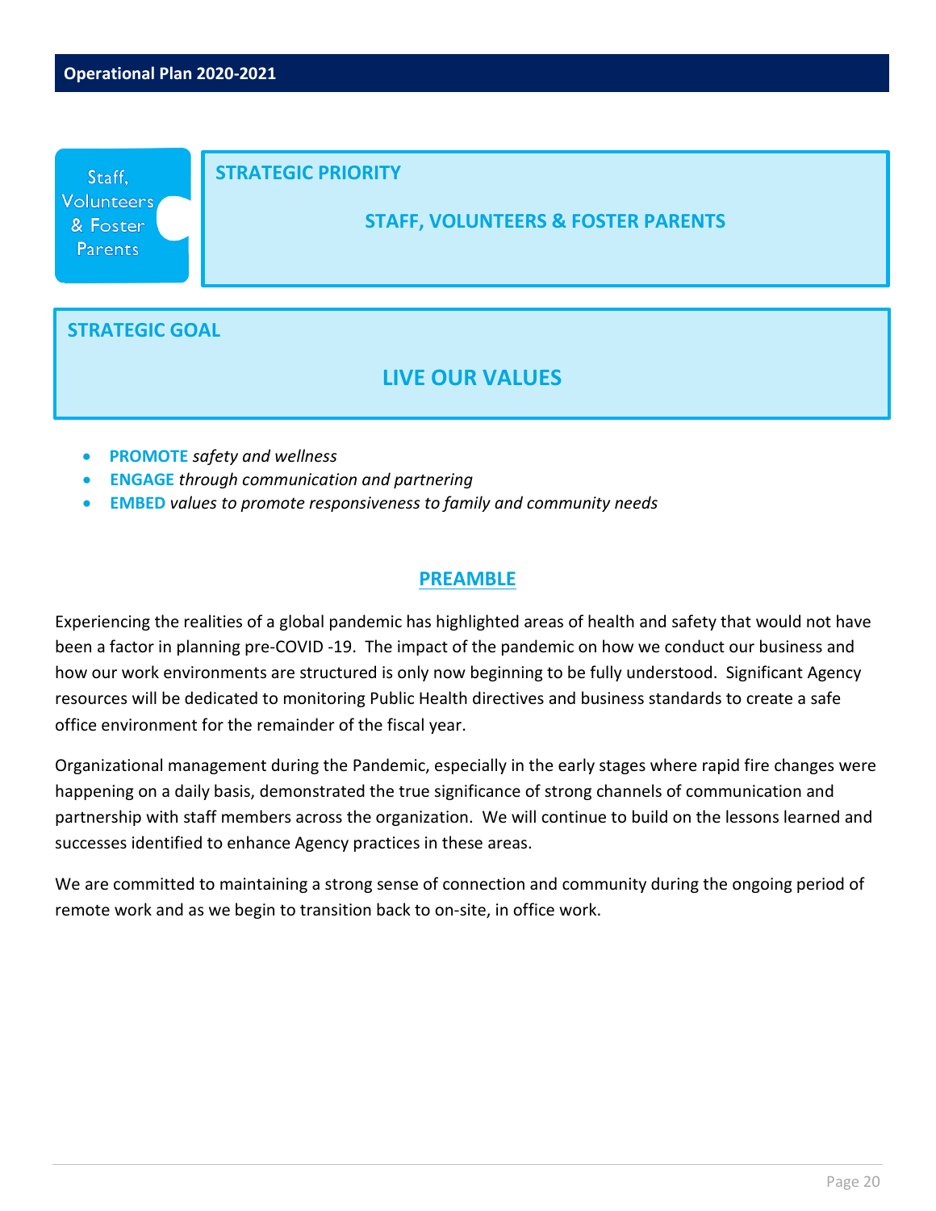Staff, Volunteers & Foster Parents

## STRATEGIC PRIORITY

### STAFF, VOLUNTEERS & FOSTER PARENTS

## STRATEGIC GOAL

### LIVE OUR VALUES

- **PROMOTE** *safety and wellness*
- **ENGAGE** *through communication and partnering*
- **EMBED** *values to promote responsiveness to family and community needs*

## PREAMBLE

Experiencing the realities of a global pandemic has highlighted areas of health and safety that would not have been a factor in planning pre-COVID -19. The impact of the pandemic on how we conduct our business and how our work environments are structured is only now beginning to be fully understood. Significant Agency resources will be dedicated to monitoring Public Health directives and business standards to create a safe office environment for the remainder of the fiscal year.

Organizational management during the Pandemic, especially in the early stages where rapid fire changes were happening on a daily basis, demonstrated the true significance of strong channels of communication and partnership with staff members across the organization. We will continue to build on the lessons learned and successes identified to enhance Agency practices in these areas.

We are committed to maintaining a strong sense of connection and community during the ongoing period of remote work and as we begin to transition back to on-site, in office work.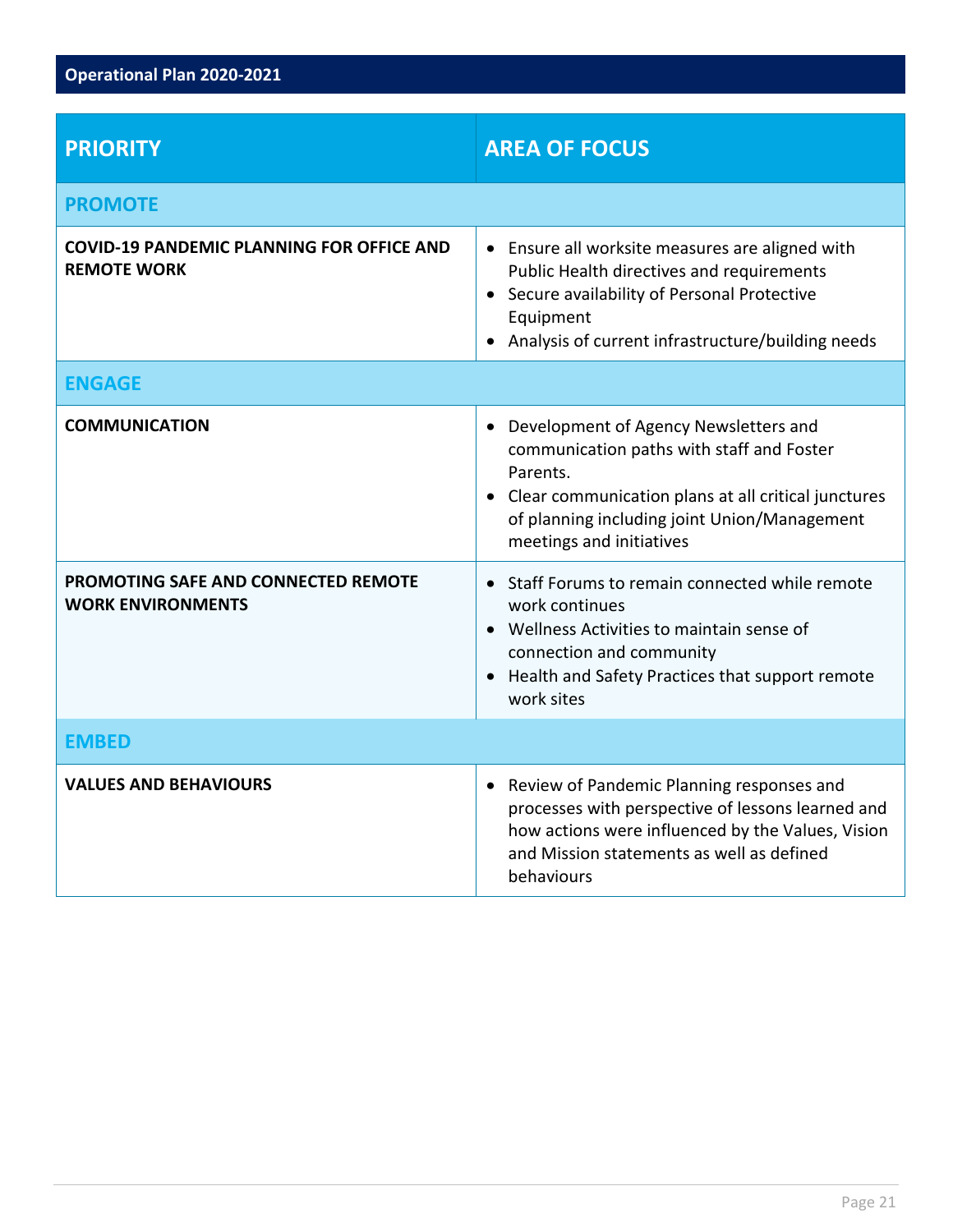## Operational Plan 2020-2021

| PRIORITY | AREA OF FOCUS |
|---|---|
| **PROMOTE** | |
| **COVID-19 PANDEMIC PLANNING FOR OFFICE AND REMOTE WORK** | • Ensure all worksite measures are aligned with Public Health directives and requirements<br>• Secure availability of Personal Protective Equipment<br>• Analysis of current infrastructure/building needs |
| **ENGAGE** | |
| **COMMUNICATION** | • Development of Agency Newsletters and communication paths with staff and Foster Parents.<br>• Clear communication plans at all critical junctures of planning including joint Union/Management meetings and initiatives |
| **PROMOTING SAFE AND CONNECTED REMOTE WORK ENVIRONMENTS** | • Staff Forums to remain connected while remote work continues<br>• Wellness Activities to maintain sense of connection and community<br>• Health and Safety Practices that support remote work sites |
| **EMBED** | |
| **VALUES AND BEHAVIOURS** | • Review of Pandemic Planning responses and processes with perspective of lessons learned and how actions were influenced by the Values, Vision and Mission statements as well as defined behaviours |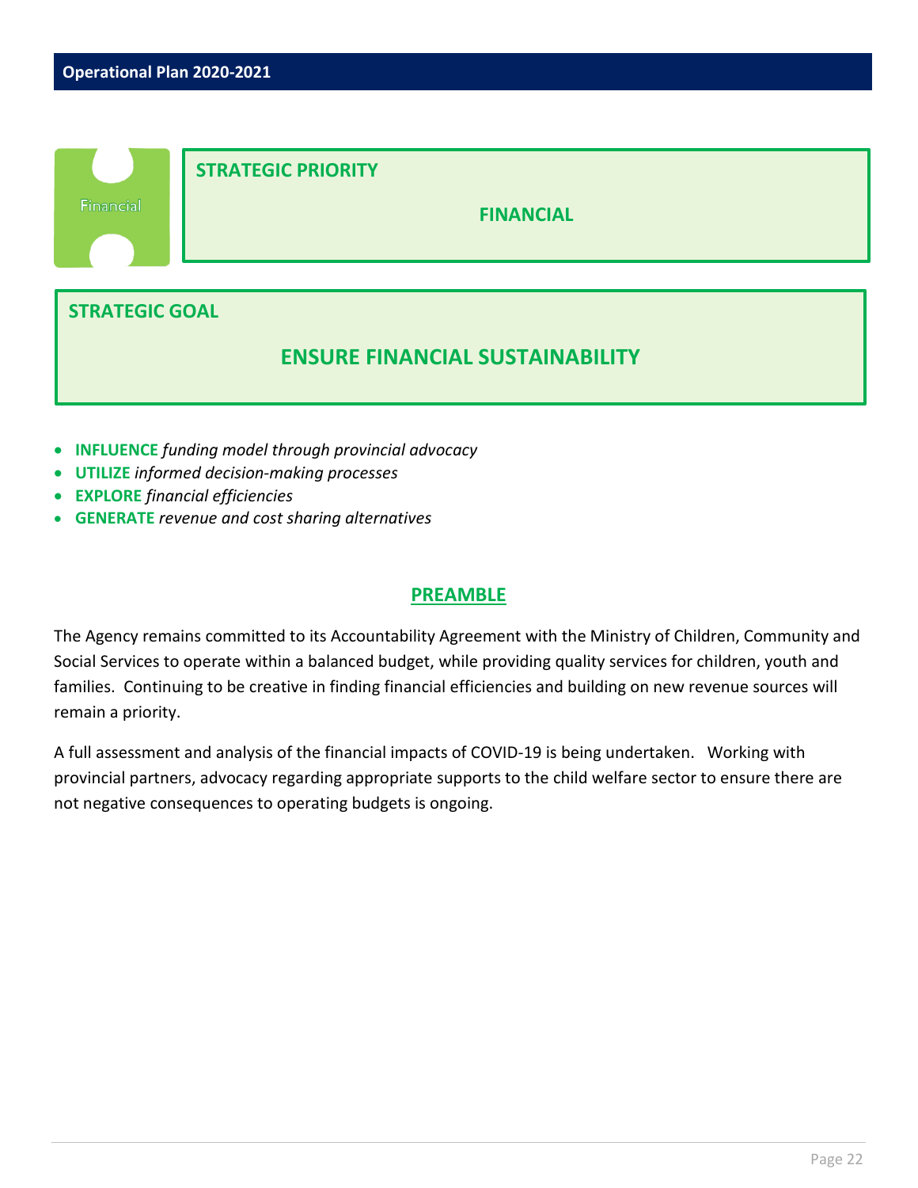Financial

**STRATEGIC PRIORITY**

**FINANCIAL**

**STRATEGIC GOAL**

## ENSURE FINANCIAL SUSTAINABILITY

- **INFLUENCE** *funding model through provincial advocacy*
- **UTILIZE** *informed decision-making processes*
- **EXPLORE** *financial efficiencies*
- **GENERATE** *revenue and cost sharing alternatives*

## PREAMBLE

The Agency remains committed to its Accountability Agreement with the Ministry of Children, Community and Social Services to operate within a balanced budget, while providing quality services for children, youth and families. Continuing to be creative in finding financial efficiencies and building on new revenue sources will remain a priority.

A full assessment and analysis of the financial impacts of COVID-19 is being undertaken. Working with provincial partners, advocacy regarding appropriate supports to the child welfare sector to ensure there are not negative consequences to operating budgets is ongoing.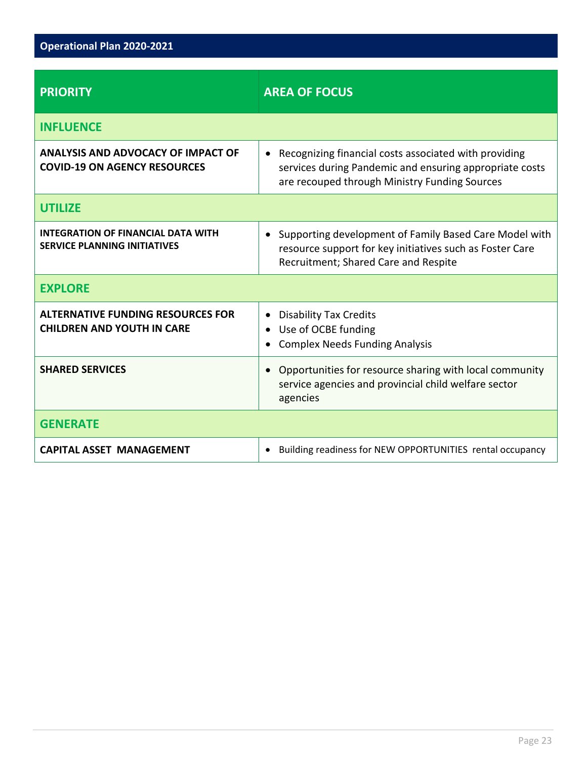## Operational Plan 2020-2021

| PRIORITY | AREA OF FOCUS |
|---|---|
| **INFLUENCE** | |
| **ANALYSIS AND ADVOCACY OF IMPACT OF COVID-19 ON AGENCY RESOURCES** | • Recognizing financial costs associated with providing services during Pandemic and ensuring appropriate costs are recouped through Ministry Funding Sources |
| **UTILIZE** | |
| **INTEGRATION OF FINANCIAL DATA WITH SERVICE PLANNING INITIATIVES** | • Supporting development of Family Based Care Model with resource support for key initiatives such as Foster Care Recruitment; Shared Care and Respite |
| **EXPLORE** | |
| **ALTERNATIVE FUNDING RESOURCES FOR CHILDREN AND YOUTH IN CARE** | • Disability Tax Credits<br>• Use of OCBE funding<br>• Complex Needs Funding Analysis |
| **SHARED SERVICES** | • Opportunities for resource sharing with local community service agencies and provincial child welfare sector agencies |
| **GENERATE** | |
| **CAPITAL ASSET MANAGEMENT** | • Building readiness for NEW OPPORTUNITIES rental occupancy |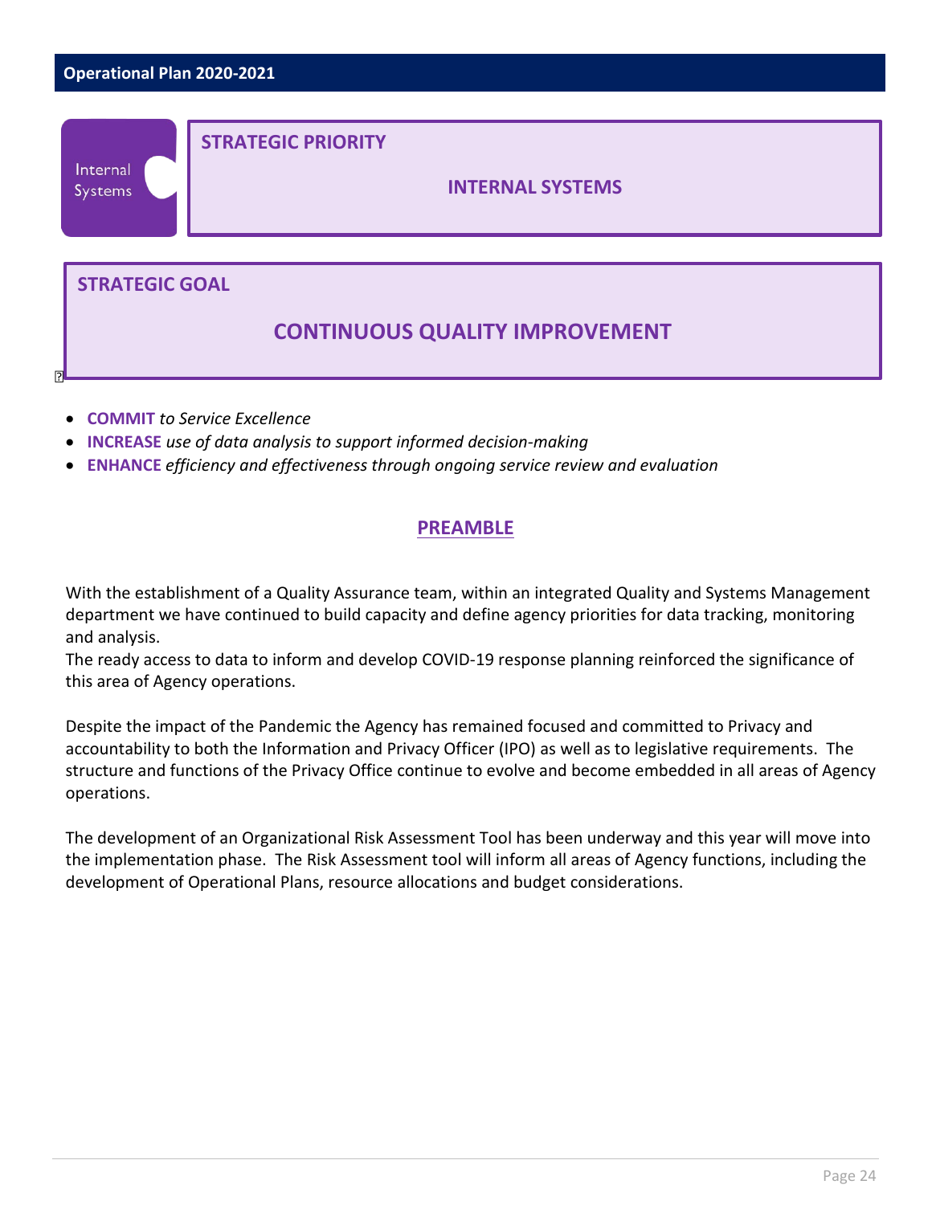## STRATEGIC PRIORITY

### INTERNAL SYSTEMS

## STRATEGIC GOAL

### CONTINUOUS QUALITY IMPROVEMENT

- **COMMIT** *to Service Excellence*
- **INCREASE** *use of data analysis to support informed decision-making*
- **ENHANCE** *efficiency and effectiveness through ongoing service review and evaluation*

## PREAMBLE

With the establishment of a Quality Assurance team, within an integrated Quality and Systems Management department we have continued to build capacity and define agency priorities for data tracking, monitoring and analysis.
The ready access to data to inform and develop COVID-19 response planning reinforced the significance of this area of Agency operations.

Despite the impact of the Pandemic the Agency has remained focused and committed to Privacy and accountability to both the Information and Privacy Officer (IPO) as well as to legislative requirements. The structure and functions of the Privacy Office continue to evolve and become embedded in all areas of Agency operations.

The development of an Organizational Risk Assessment Tool has been underway and this year will move into the implementation phase. The Risk Assessment tool will inform all areas of Agency functions, including the development of Operational Plans, resource allocations and budget considerations.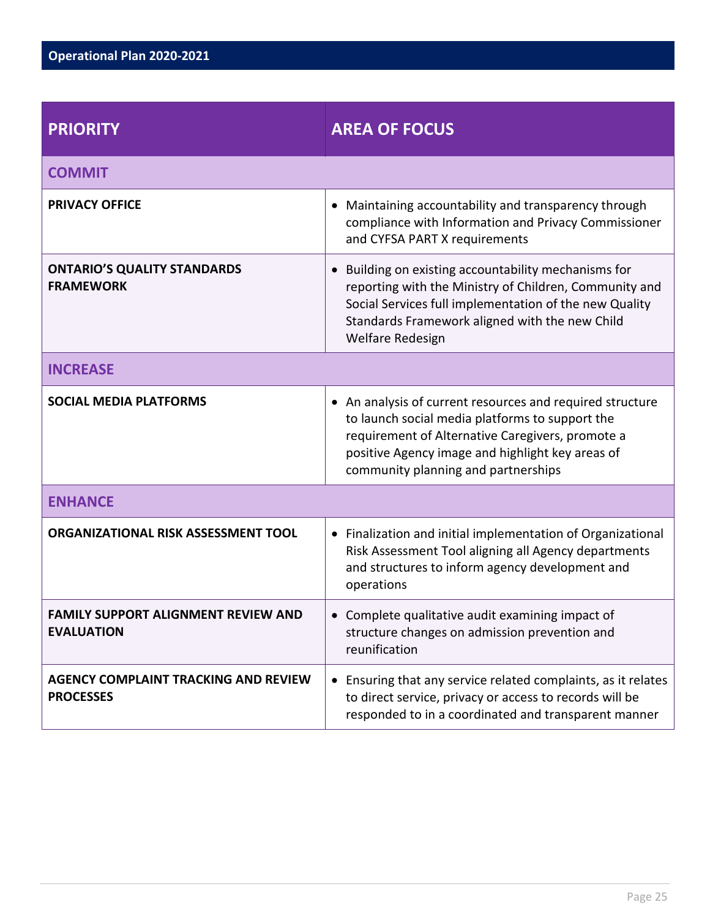## Operational Plan 2020-2021

| PRIORITY | AREA OF FOCUS |
|---|---|
| **COMMIT** | |
| **PRIVACY OFFICE** | • Maintaining accountability and transparency through compliance with Information and Privacy Commissioner and CYFSA PART X requirements |
| **ONTARIO'S QUALITY STANDARDS FRAMEWORK** | • Building on existing accountability mechanisms for reporting with the Ministry of Children, Community and Social Services full implementation of the new Quality Standards Framework aligned with the new Child Welfare Redesign |
| **INCREASE** | |
| **SOCIAL MEDIA PLATFORMS** | • An analysis of current resources and required structure to launch social media platforms to support the requirement of Alternative Caregivers, promote a positive Agency image and highlight key areas of community planning and partnerships |
| **ENHANCE** | |
| **ORGANIZATIONAL RISK ASSESSMENT TOOL** | • Finalization and initial implementation of Organizational Risk Assessment Tool aligning all Agency departments and structures to inform agency development and operations |
| **FAMILY SUPPORT ALIGNMENT REVIEW AND EVALUATION** | • Complete qualitative audit examining impact of structure changes on admission prevention and reunification |
| **AGENCY COMPLAINT TRACKING AND REVIEW PROCESSES** | • Ensuring that any service related complaints, as it relates to direct service, privacy or access to records will be responded to in a coordinated and transparent manner |